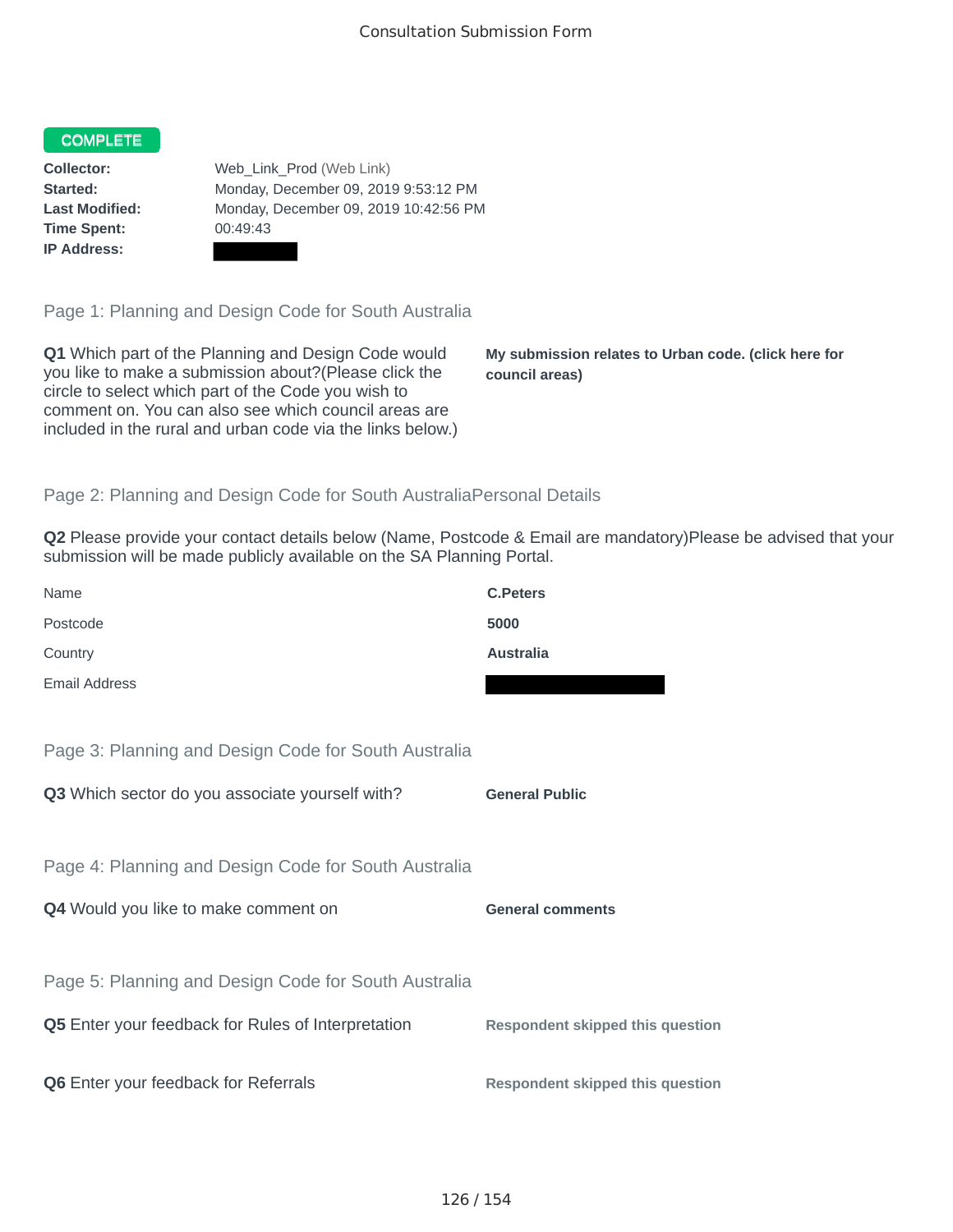# Consultation Submission Form

**COMPLETE**

**Collector:** Web_Link_Prod (Web Link)
**Started:** Monday, December 09, 2019 9:53:12 PM
**Last Modified:** Monday, December 09, 2019 10:42:56 PM
**Time Spent:** 00:49:43
**IP Address:**

## Page 1: Planning and Design Code for South Australia

**Q1** Which part of the Planning and Design Code would you like to make a submission about?(Please click the circle to select which part of the Code you wish to comment on. You can also see which council areas are included in the rural and urban code via the links below.)

**My submission relates to Urban code. (click here for council areas)**

## Page 2: Planning and Design Code for South AustraliaPersonal Details

**Q2** Please provide your contact details below (Name, Postcode & Email are mandatory)Please be advised that your submission will be made publicly available on the SA Planning Portal.

| | |
|---|---|
| Name | **C.Peters** |
| Postcode | **5000** |
| Country | **Australia** |
| Email Address | |

## Page 3: Planning and Design Code for South Australia

**Q3** Which sector do you associate yourself with?

**General Public**

## Page 4: Planning and Design Code for South Australia

**Q4** Would you like to make comment on

**General comments**

## Page 5: Planning and Design Code for South Australia

**Q5** Enter your feedback for Rules of Interpretation

**Respondent skipped this question**

**Q6** Enter your feedback for Referrals

**Respondent skipped this question**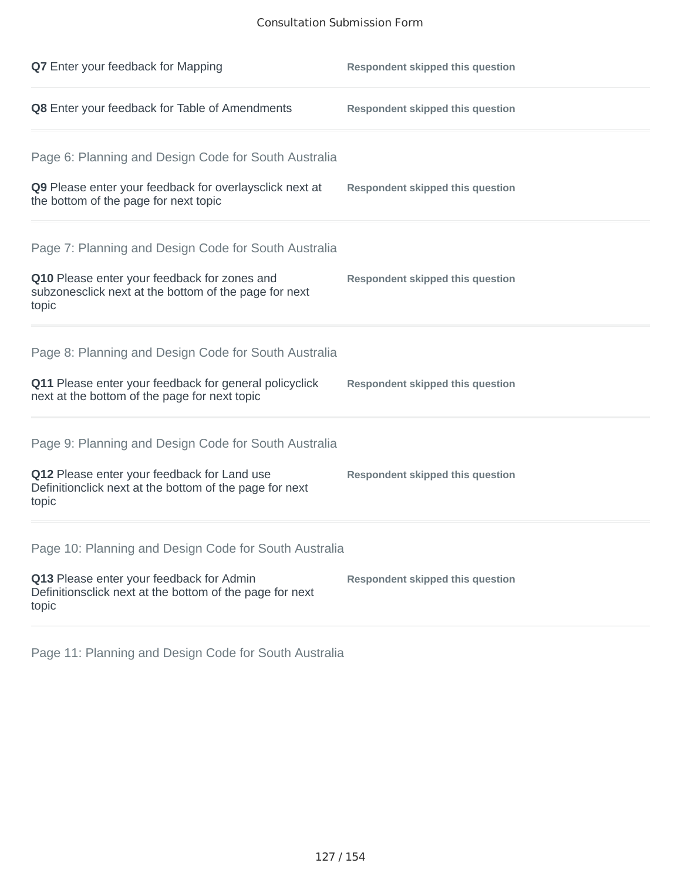**Q7** Enter your feedback for Mapping

**Respondent skipped this question**

**Q8** Enter your feedback for Table of Amendments

**Respondent skipped this question**

## Page 6: Planning and Design Code for South Australia

**Q9** Please enter your feedback for overlaysclick next at the bottom of the page for next topic

**Respondent skipped this question**

## Page 7: Planning and Design Code for South Australia

**Q10** Please enter your feedback for zones and subzonesclick next at the bottom of the page for next topic

**Respondent skipped this question**

## Page 8: Planning and Design Code for South Australia

**Q11** Please enter your feedback for general policyclick next at the bottom of the page for next topic

**Respondent skipped this question**

## Page 9: Planning and Design Code for South Australia

**Q12** Please enter your feedback for Land use Definitionclick next at the bottom of the page for next topic

**Respondent skipped this question**

## Page 10: Planning and Design Code for South Australia

**Q13** Please enter your feedback for Admin Definitionsclick next at the bottom of the page for next topic

**Respondent skipped this question**

## Page 11: Planning and Design Code for South Australia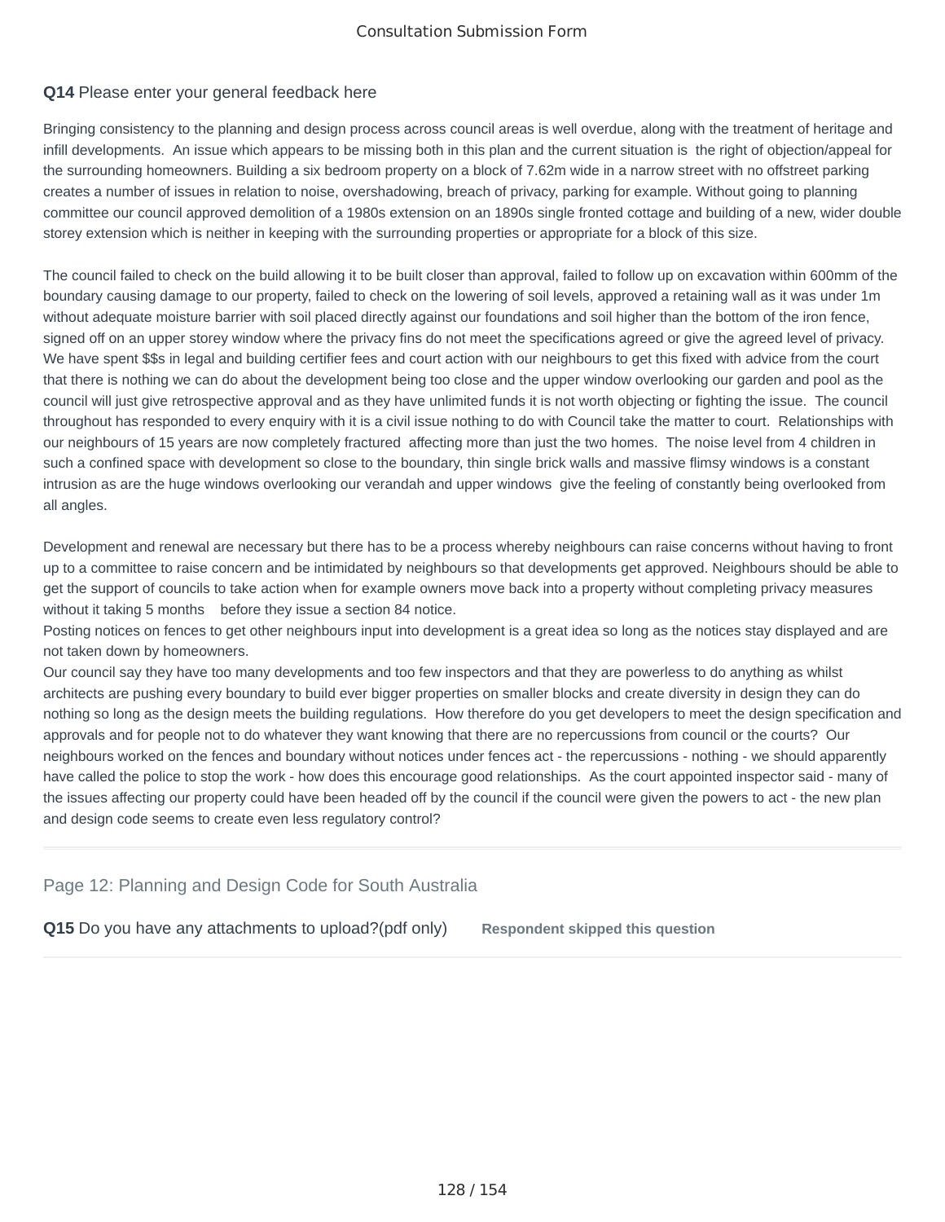**Q14** Please enter your general feedback here

Bringing consistency to the planning and design process across council areas is well overdue, along with the treatment of heritage and infill developments. An issue which appears to be missing both in this plan and the current situation is the right of objection/appeal for the surrounding homeowners. Building a six bedroom property on a block of 7.62m wide in a narrow street with no offstreet parking creates a number of issues in relation to noise, overshadowing, breach of privacy, parking for example. Without going to planning committee our council approved demolition of a 1980s extension on an 1890s single fronted cottage and building of a new, wider double storey extension which is neither in keeping with the surrounding properties or appropriate for a block of this size.

The council failed to check on the build allowing it to be built closer than approval, failed to follow up on excavation within 600mm of the boundary causing damage to our property, failed to check on the lowering of soil levels, approved a retaining wall as it was under 1m without adequate moisture barrier with soil placed directly against our foundations and soil higher than the bottom of the iron fence, signed off on an upper storey window where the privacy fins do not meet the specifications agreed or give the agreed level of privacy. We have spent $$s in legal and building certifier fees and court action with our neighbours to get this fixed with advice from the court that there is nothing we can do about the development being too close and the upper window overlooking our garden and pool as the council will just give retrospective approval and as they have unlimited funds it is not worth objecting or fighting the issue. The council throughout has responded to every enquiry with it is a civil issue nothing to do with Council take the matter to court. Relationships with our neighbours of 15 years are now completely fractured affecting more than just the two homes. The noise level from 4 children in such a confined space with development so close to the boundary, thin single brick walls and massive flimsy windows is a constant intrusion as are the huge windows overlooking our verandah and upper windows give the feeling of constantly being overlooked from all angles.

Development and renewal are necessary but there has to be a process whereby neighbours can raise concerns without having to front up to a committee to raise concern and be intimidated by neighbours so that developments get approved. Neighbours should be able to get the support of councils to take action when for example owners move back into a property without completing privacy measures without it taking 5 months before they issue a section 84 notice.
Posting notices on fences to get other neighbours input into development is a great idea so long as the notices stay displayed and are not taken down by homeowners.
Our council say they have too many developments and too few inspectors and that they are powerless to do anything as whilst architects are pushing every boundary to build ever bigger properties on smaller blocks and create diversity in design they can do nothing so long as the design meets the building regulations. How therefore do you get developers to meet the design specification and approvals and for people not to do whatever they want knowing that there are no repercussions from council or the courts? Our neighbours worked on the fences and boundary without notices under fences act - the repercussions - nothing - we should apparently have called the police to stop the work - how does this encourage good relationships. As the court appointed inspector said - many of the issues affecting our property could have been headed off by the council if the council were given the powers to act - the new plan and design code seems to create even less regulatory control?

## Page 12: Planning and Design Code for South Australia

**Q15** Do you have any attachments to upload?(pdf only) **Respondent skipped this question**